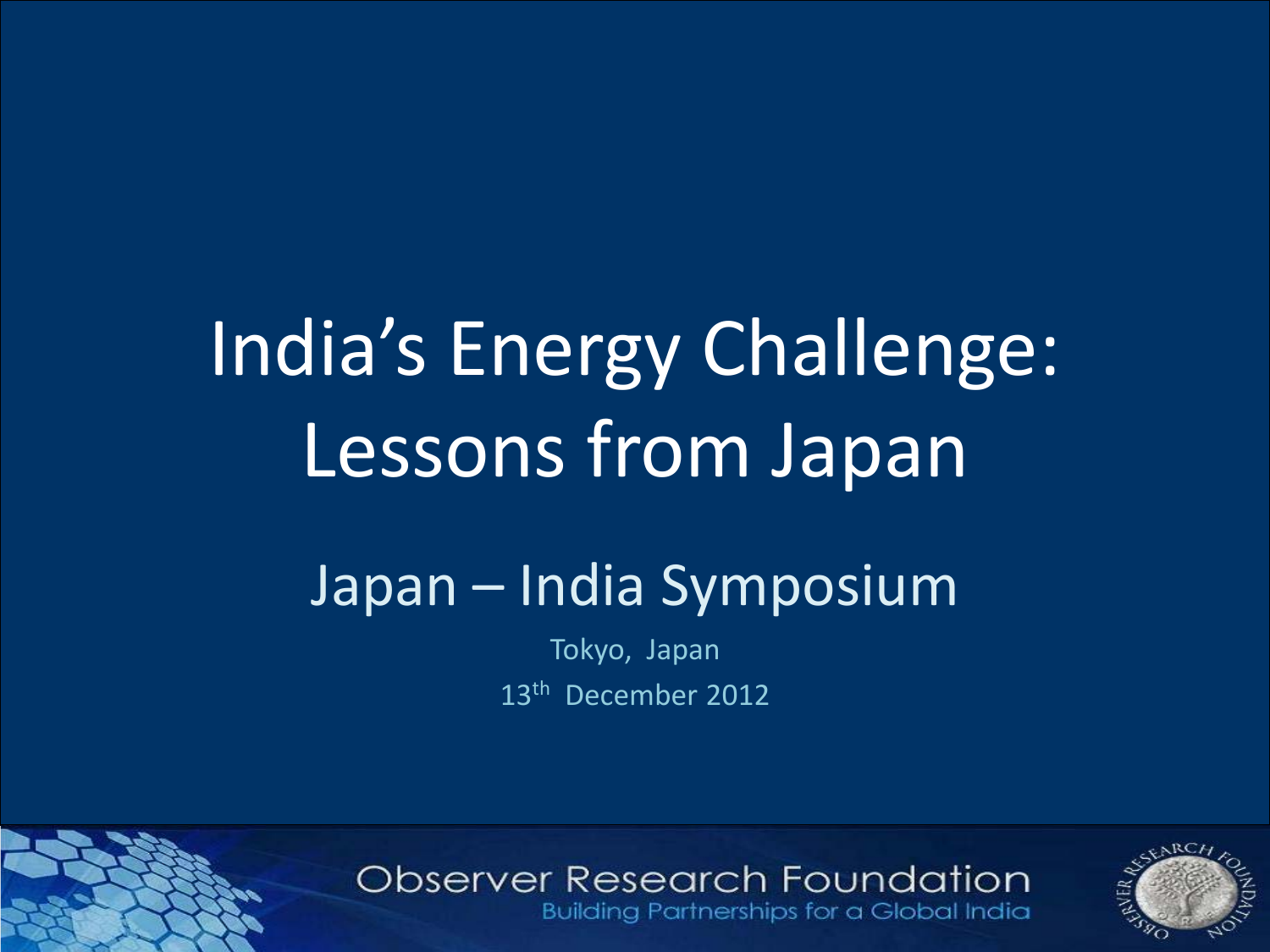# India's Energy Challenge: Lessons from Japan

## Japan – India Symposium

Tokyo, Japan

13th December 2012

Observer Research Foundation

Building Partnerships for a Global India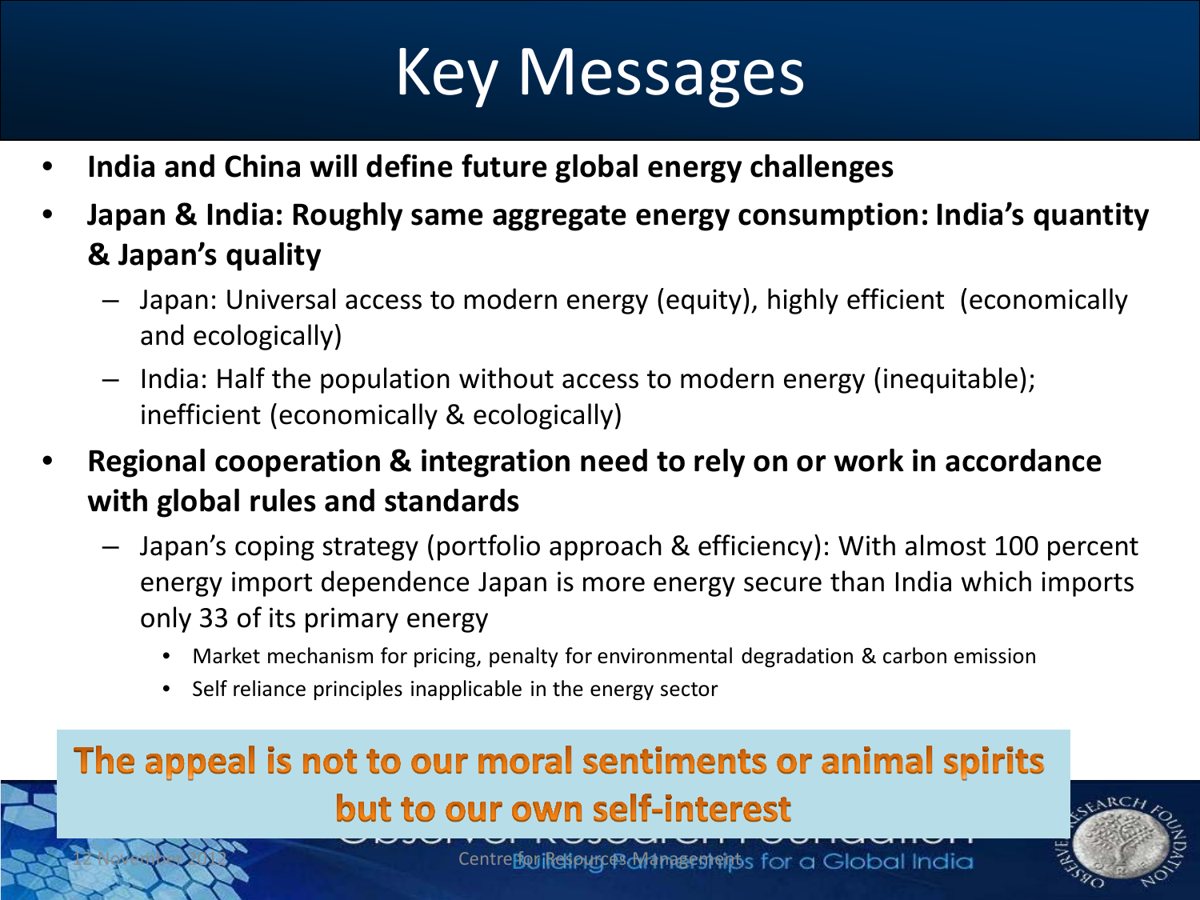# Key Messages

- **India and China will define future global energy challenges**
- **Japan & India: Roughly same aggregate energy consumption: India's quantity & Japan's quality**
  - Japan: Universal access to modern energy (equity), highly efficient (economically and ecologically)
  - India: Half the population without access to modern energy (inequitable); inefficient (economically & ecologically)
- **Regional cooperation & integration need to rely on or work in accordance with global rules and standards**
  - Japan's coping strategy (portfolio approach & efficiency): With almost 100 percent energy import dependence Japan is more energy secure than India which imports only 33 of its primary energy
    - Market mechanism for pricing, penalty for environmental degradation & carbon emission
    - Self reliance principles inapplicable in the energy sector

**The appeal is not to our moral sentiments or animal spirits but to our own self-interest**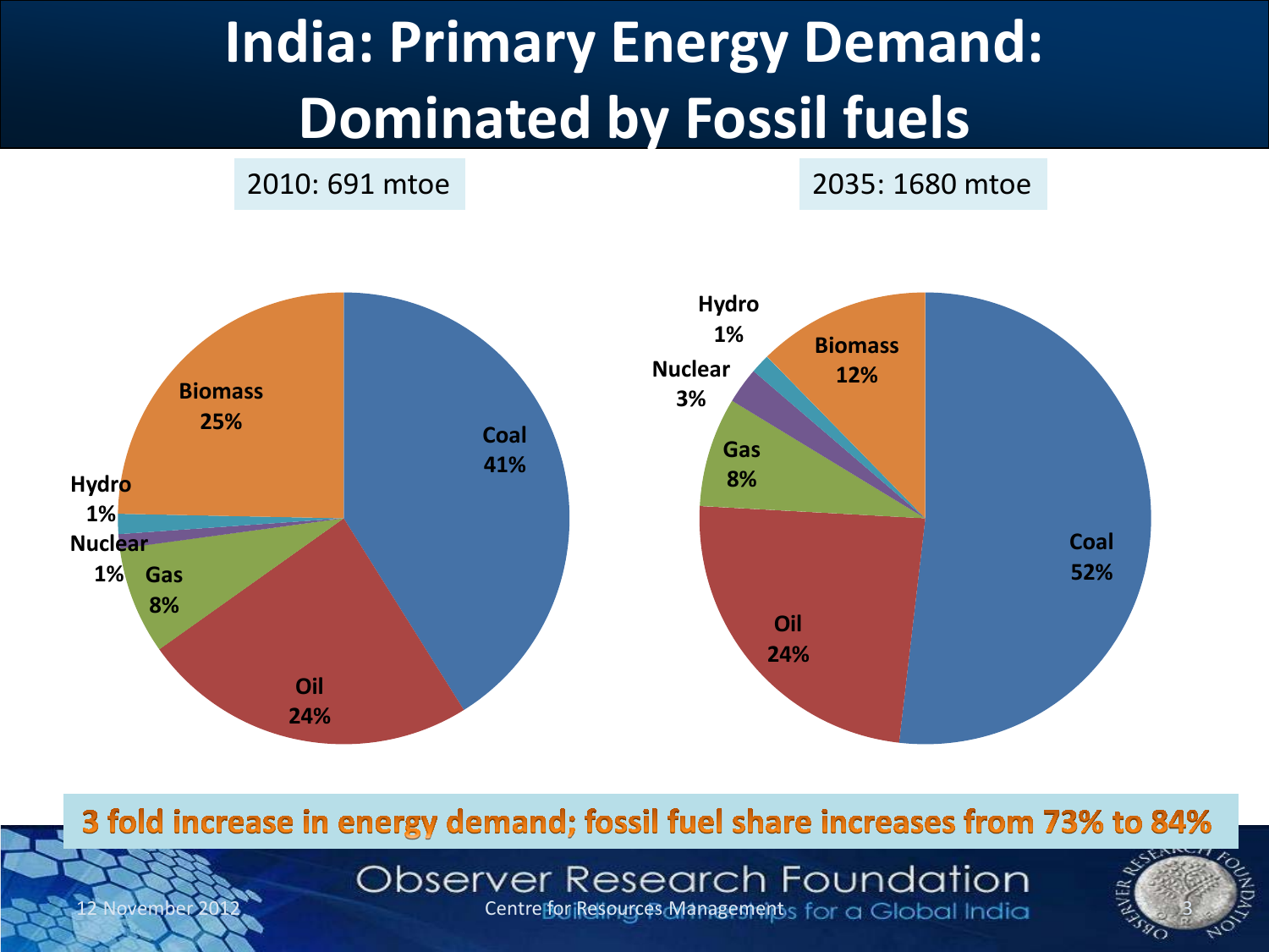# India: Primary Energy Demand: Dominated by Fossil fuels

2010: 691 mtoe

| Source | Share |
| --- | --- |
| Coal | 41% |
| Oil | 24% |
| Gas | 8% |
| Nuclear | 1% |
| Hydro | 1% |
| Biomass | 25% |

2035: 1680 mtoe

| Source | Share |
| --- | --- |
| Coal | 52% |
| Oil | 24% |
| Gas | 8% |
| Nuclear | 3% |
| Hydro | 1% |
| Biomass | 12% |

**3 fold increase in energy demand; fossil fuel share increases from 73% to 84%**

Centre for Resources Management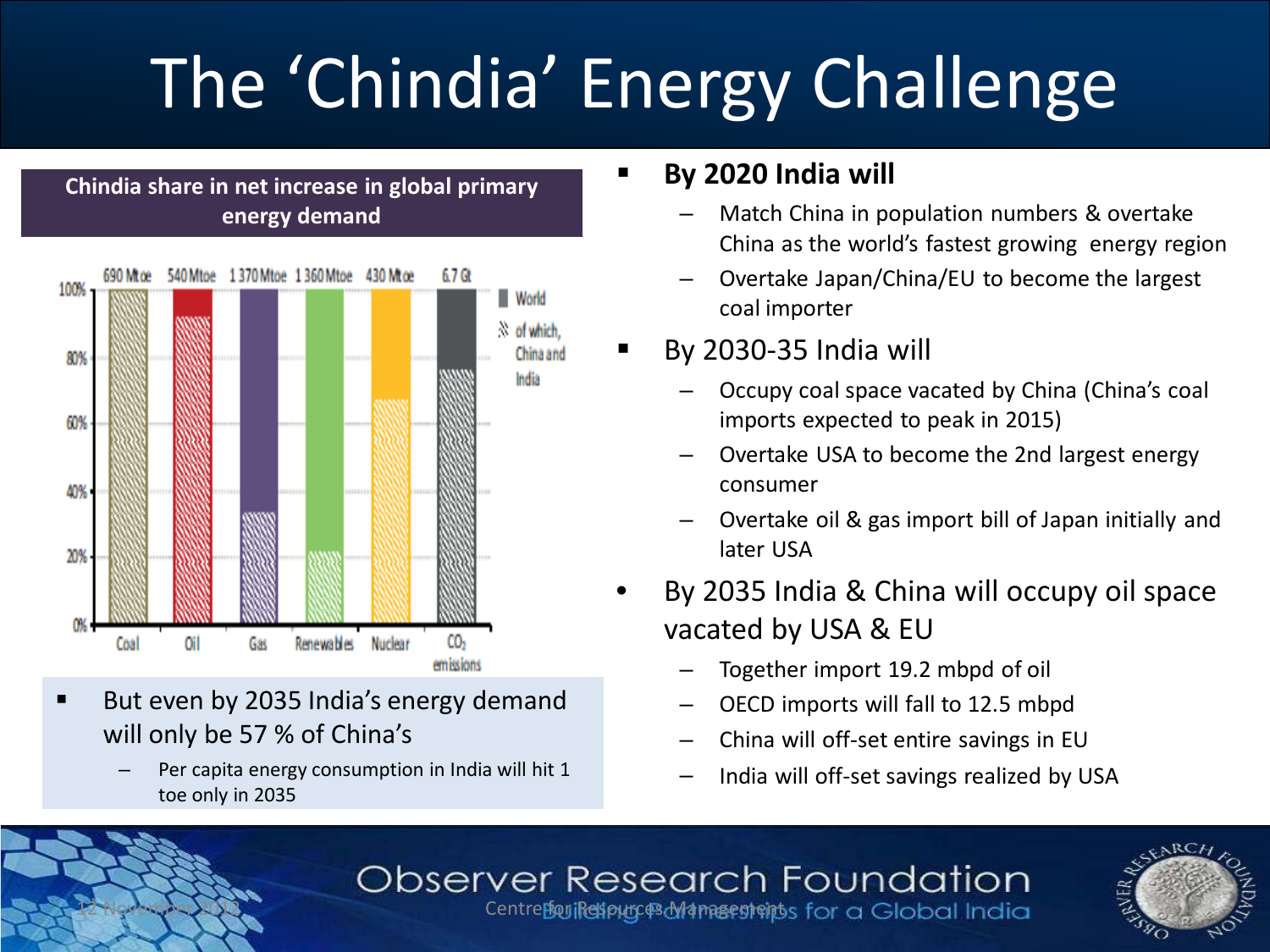# The 'Chindia' Energy Challenge

**Chindia share in net increase in global primary energy demand**

| | Coal | Oil | Gas | Renewables | Nuclear | $CO_2$ emissions |
|---|---|---|---|---|---|---|
| Total | 690 Mtoe | 540 Mtoe | 1 370 Mtoe | 1 360 Mtoe | 430 Mtoe | 6.7 Gt |

Legend: World; of which, China and India

- But even by 2035 India's energy demand will only be 57 % of China's
  - Per capita energy consumption in India will hit 1 toe only in 2035

- **By 2020 India will**
  - Match China in population numbers & overtake China as the world's fastest growing energy region
  - Overtake Japan/China/EU to become the largest coal importer
- By 2030-35 India will
  - Occupy coal space vacated by China (China's coal imports expected to peak in 2015)
  - Overtake USA to become the 2nd largest energy consumer
  - Overtake oil & gas import bill of Japan initially and later USA
- By 2035 India & China will occupy oil space vacated by USA & EU
  - Together import 19.2 mbpd of oil
  - OECD imports will fall to 12.5 mbpd
  - China will off-set entire savings in EU
  - India will off-set savings realized by USA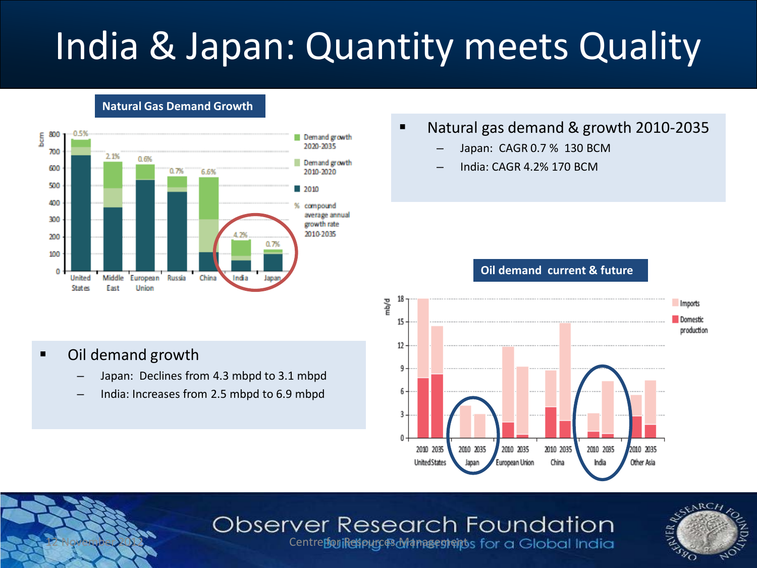# India & Japan: Quantity meets Quality

**Natural Gas Demand Growth**

- Natural gas demand & growth 2010-2035
  - Japan: CAGR 0.7 % 130 BCM
  - India: CAGR 4.2% 170 BCM

**Oil demand current & future**

- Oil demand growth
  - Japan: Declines from 4.3 mbpd to 3.1 mbpd
  - India: Increases from 2.5 mbpd to 6.9 mbpd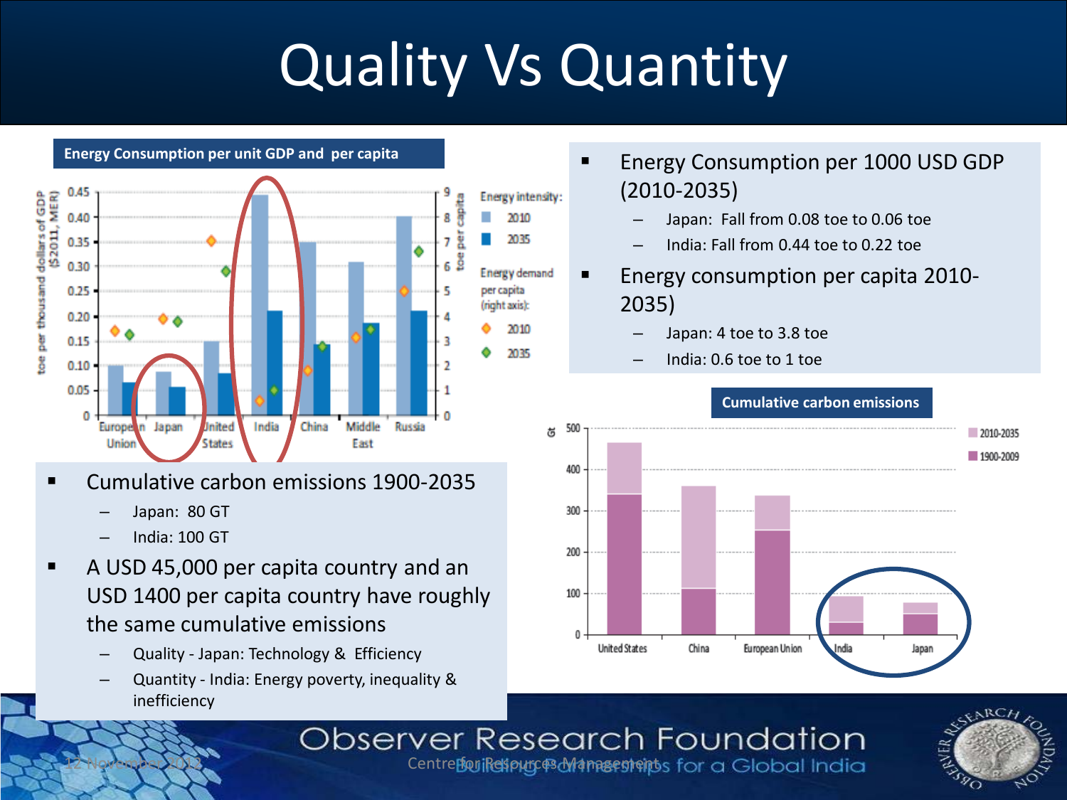# Quality Vs Quantity

**Energy Consumption per unit GDP and per capita**

- Energy Consumption per 1000 USD GDP (2010-2035)
  - Japan: Fall from 0.08 toe to 0.06 toe
  - India: Fall from 0.44 toe to 0.22 toe
- Energy consumption per capita 2010-2035)
  - Japan: 4 toe to 3.8 toe
  - India: 0.6 toe to 1 toe

**Cumulative carbon emissions**

- Cumulative carbon emissions 1900-2035
  - Japan: 80 GT
  - India: 100 GT
- A USD 45,000 per capita country and an USD 1400 per capita country have roughly the same cumulative emissions
  - Quality - Japan: Technology & Efficiency
  - Quantity - India: Energy poverty, inequality & inefficiency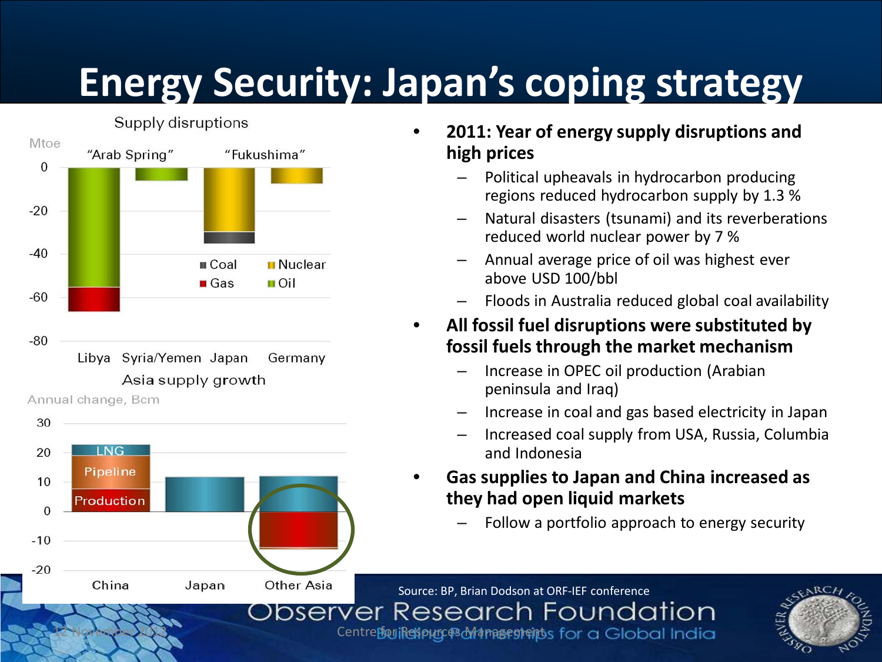# Energy Security: Japan's coping strategy

Supply disruptions

Mtoe

"Arab Spring" "Fukushima"

Coal, Nuclear, Gas, Oil

Libya, Syria/Yemen, Japan, Germany

Asia supply growth

Annual change, Bcm

LNG, Pipeline, Production

China, Japan, Other Asia

- **2011: Year of energy supply disruptions and high prices**
  - Political upheavals in hydrocarbon producing regions reduced hydrocarbon supply by 1.3 %
  - Natural disasters (tsunami) and its reverberations reduced world nuclear power by 7 %
  - Annual average price of oil was highest ever above USD 100/bbl
  - Floods in Australia reduced global coal availability
- **All fossil fuel disruptions were substituted by fossil fuels through the market mechanism**
  - Increase in OPEC oil production (Arabian peninsula and Iraq)
  - Increase in coal and gas based electricity in Japan
  - Increased coal supply from USA, Russia, Columbia and Indonesia
- **Gas supplies to Japan and China increased as they had open liquid markets**
  - Follow a portfolio approach to energy security

Source: BP, Brian Dodson at ORF-IEF conference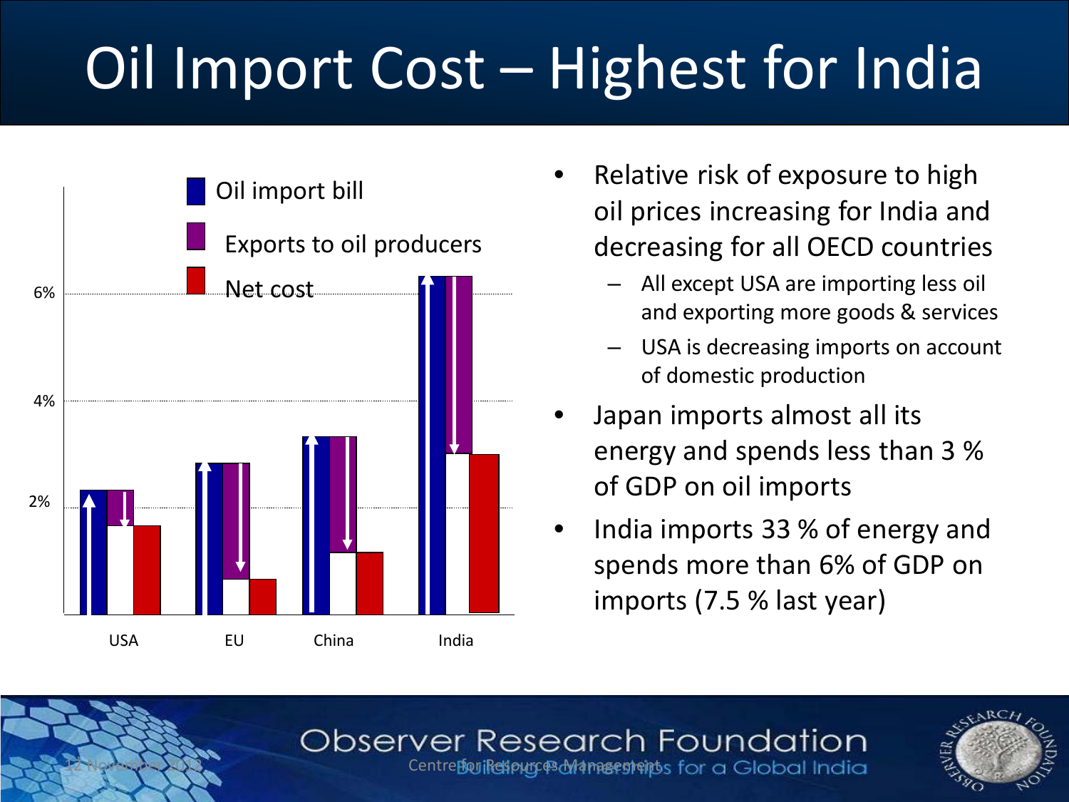# Oil Import Cost – Highest for India

- Relative risk of exposure to high oil prices increasing for India and decreasing for all OECD countries
  - All except USA are importing less oil and exporting more goods & services
  - USA is decreasing imports on account of domestic production
- Japan imports almost all its energy and spends less than 3 % of GDP on oil imports
- India imports 33 % of energy and spends more than 6% of GDP on imports (7.5 % last year)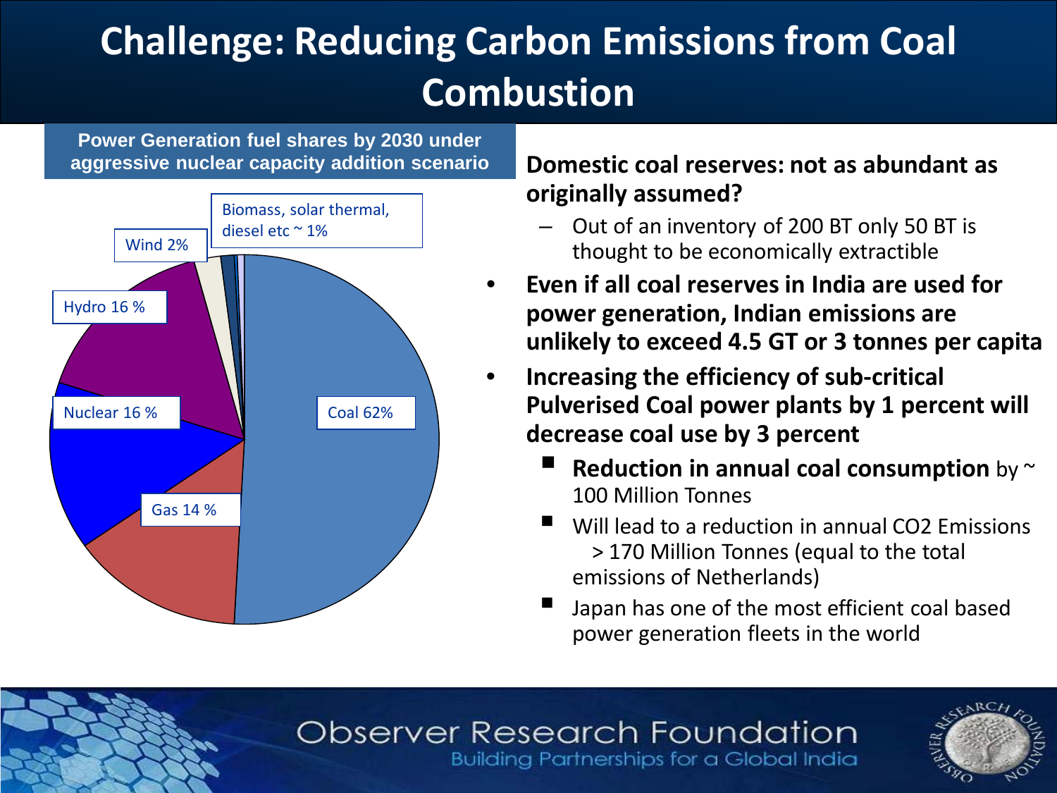# Challenge: Reducing Carbon Emissions from Coal Combustion

**Power Generation fuel shares by 2030 under aggressive nuclear capacity addition scenario**

- Coal 62%
- Gas 14 %
- Nuclear 16 %
- Hydro 16 %
- Wind 2%
- Biomass, solar thermal, diesel etc ~ 1%

**Domestic coal reserves: not as abundant as originally assumed?**

- Out of an inventory of 200 BT only 50 BT is thought to be economically extractible

- **Even if all coal reserves in India are used for power generation, Indian emissions are unlikely to exceed 4.5 GT or 3 tonnes per capita**
- **Increasing the efficiency of sub-critical Pulverised Coal power plants by 1 percent will decrease coal use by 3 percent**
  - **Reduction in annual coal consumption** by ~ 100 Million Tonnes
  - Will lead to a reduction in annual $CO_2$ Emissions > 170 Million Tonnes (equal to the total emissions of Netherlands)
  - Japan has one of the most efficient coal based power generation fleets in the world

Observer Research Foundation
Building Partnerships for a Global India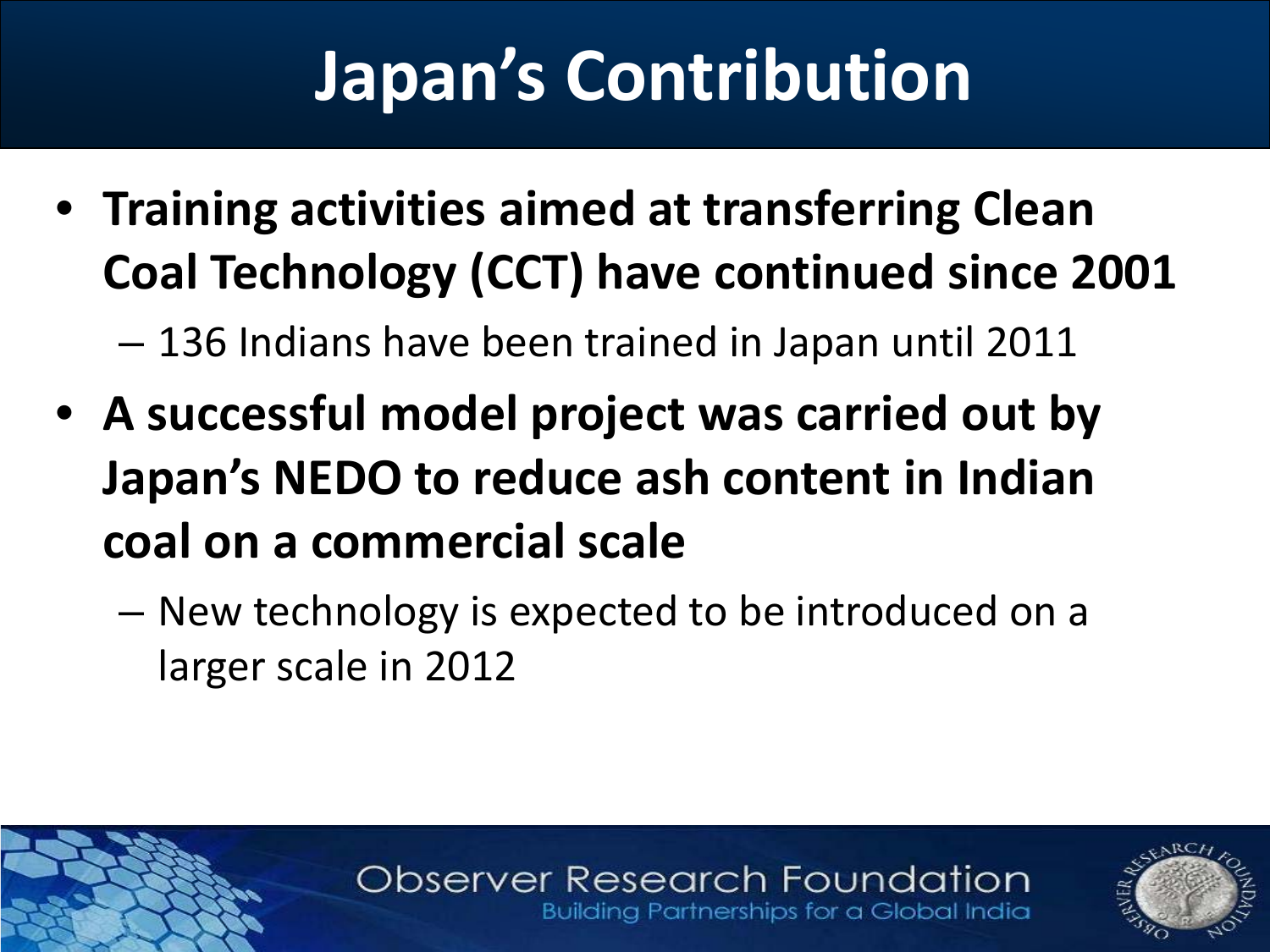# Japan's Contribution

- **Training activities aimed at transferring Clean Coal Technology (CCT) have continued since 2001**
  - 136 Indians have been trained in Japan until 2011
- **A successful model project was carried out by Japan's NEDO to reduce ash content in Indian coal on a commercial scale**
  - New technology is expected to be introduced on a larger scale in 2012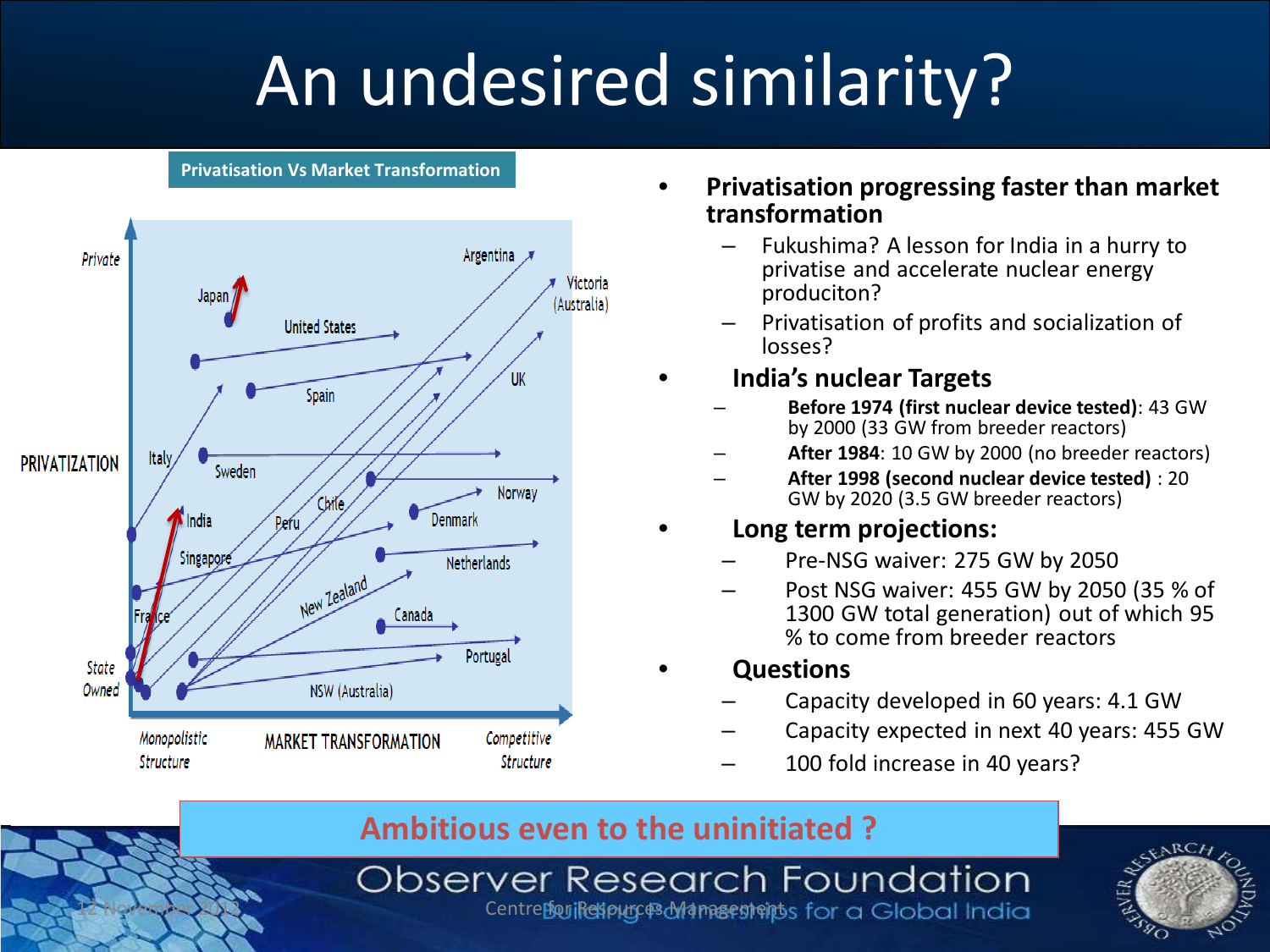# An undesired similarity?

**Privatisation Vs Market Transformation**

- **Privatisation progressing faster than market transformation**
  - Fukushima? A lesson for India in a hurry to privatise and accelerate nuclear energy produciton?
  - Privatisation of profits and socialization of losses?
- **India's nuclear Targets**
  - **Before 1974 (first nuclear device tested)**: 43 GW by 2000 (33 GW from breeder reactors)
  - **After 1984**: 10 GW by 2000 (no breeder reactors)
  - **After 1998 (second nuclear device tested)** : 20 GW by 2020 (3.5 GW breeder reactors)
- **Long term projections:**
  - Pre-NSG waiver: 275 GW by 2050
  - Post NSG waiver: 455 GW by 2050 (35 % of 1300 GW total generation) out of which 95 % to come from breeder reactors
- **Questions**
  - Capacity developed in 60 years: 4.1 GW
  - Capacity expected in next 40 years: 455 GW
  - 100 fold increase in 40 years?

**Ambitious even to the uninitiated ?**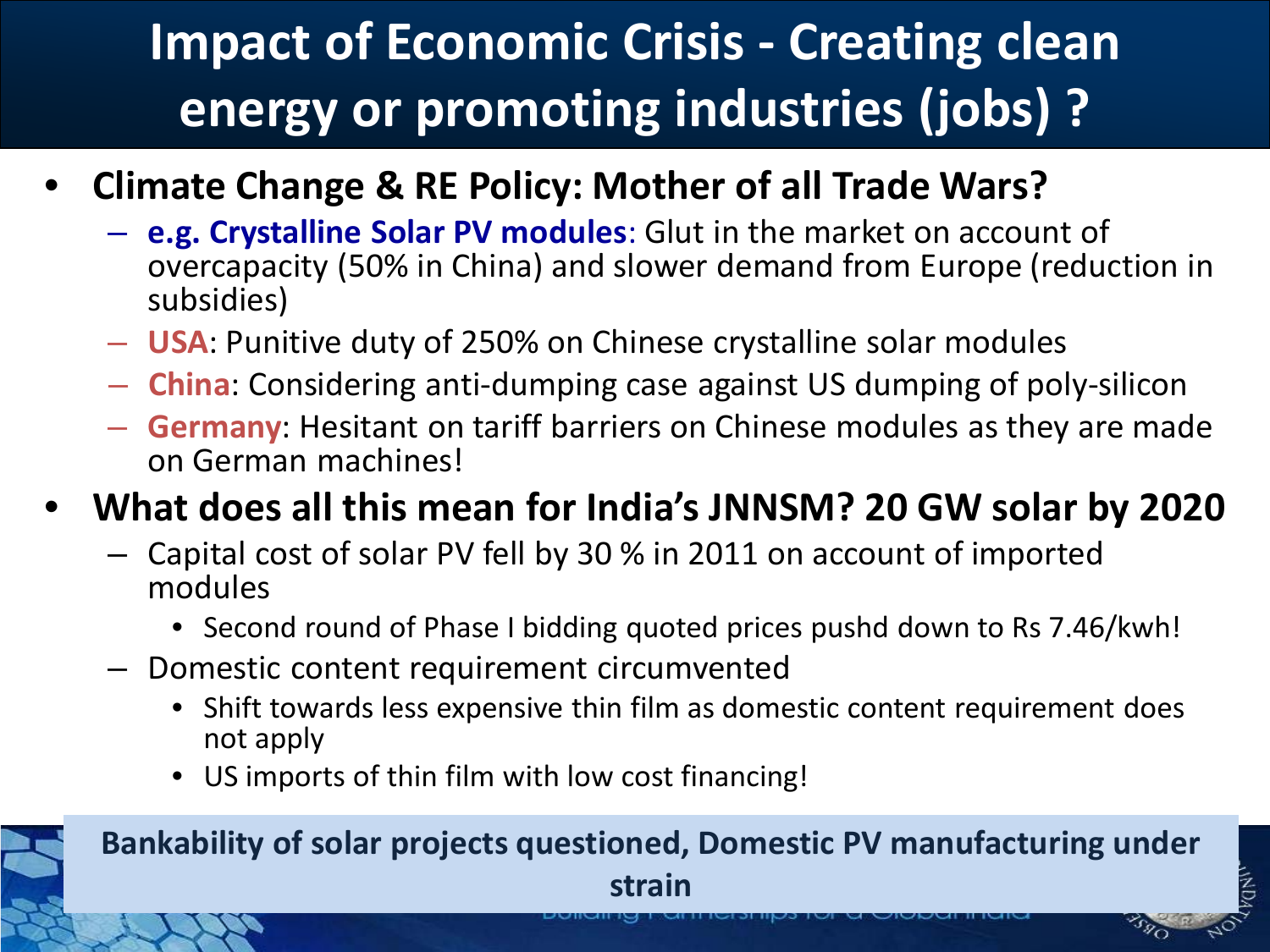# Impact of Economic Crisis - Creating clean energy or promoting industries (jobs) ?

- **Climate Change & RE Policy: Mother of all Trade Wars?**
  - **e.g. Crystalline Solar PV modules**: Glut in the market on account of overcapacity (50% in China) and slower demand from Europe (reduction in subsidies)
  - **USA**: Punitive duty of 250% on Chinese crystalline solar modules
  - **China**: Considering anti-dumping case against US dumping of poly-silicon
  - **Germany**: Hesitant on tariff barriers on Chinese modules as they are made on German machines!
- **What does all this mean for India's JNNSM? 20 GW solar by 2020**
  - Capital cost of solar PV fell by 30 % in 2011 on account of imported modules
    - Second round of Phase I bidding quoted prices pushd down to Rs 7.46/kwh!
  - Domestic content requirement circumvented
    - Shift towards less expensive thin film as domestic content requirement does not apply
    - US imports of thin film with low cost financing!

**Bankability of solar projects questioned, Domestic PV manufacturing under strain**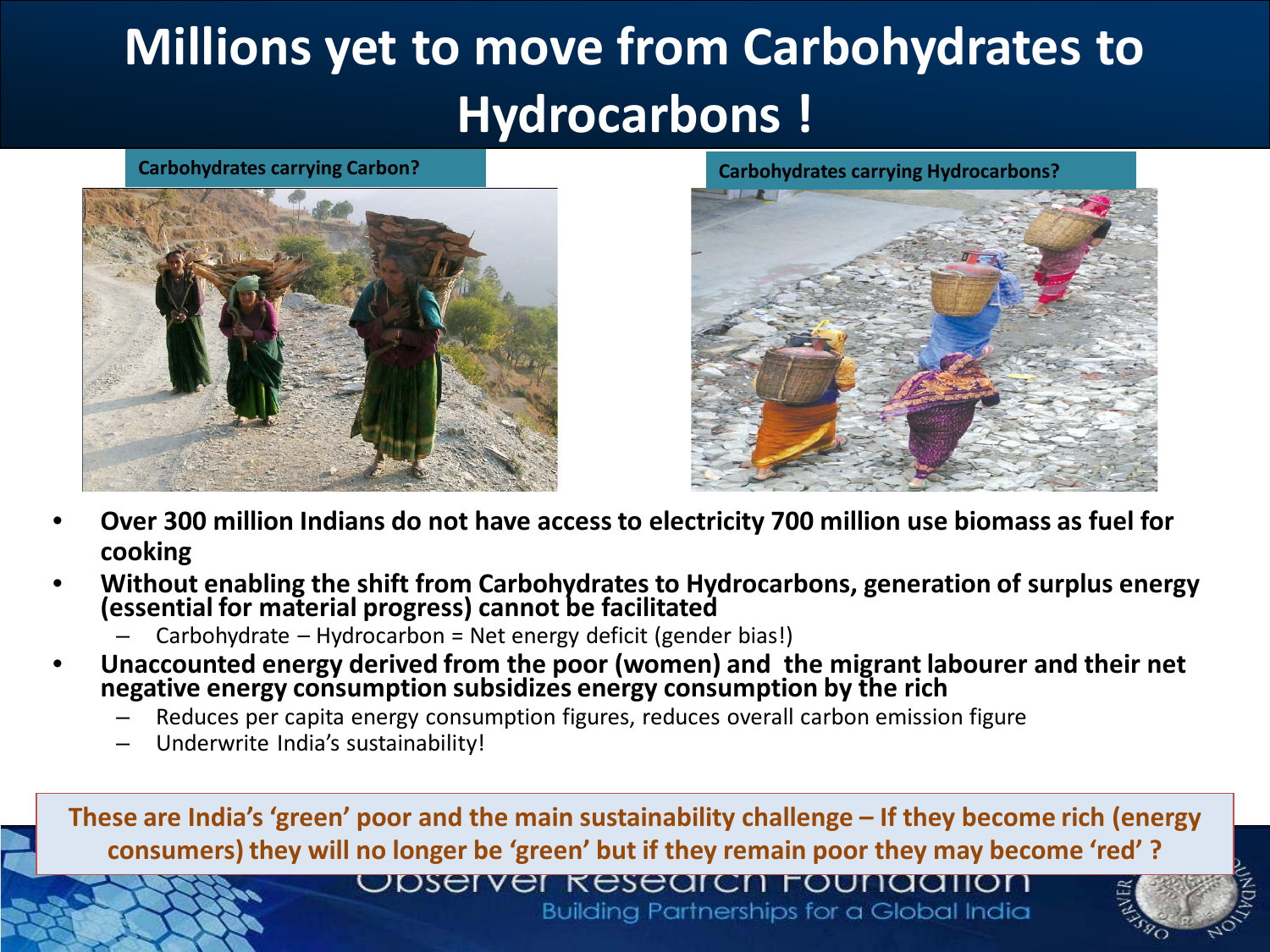# Millions yet to move from Carbohydrates to Hydrocarbons !

**Carbohydrates carrying Carbon?**

**Carbohydrates carrying Hydrocarbons?**

- **Over 300 million Indians do not have access to electricity 700 million use biomass as fuel for cooking**
- **Without enabling the shift from Carbohydrates to Hydrocarbons, generation of surplus energy (essential for material progress) cannot be facilitated**
  - Carbohydrate – Hydrocarbon = Net energy deficit (gender bias!)
- **Unaccounted energy derived from the poor (women) and the migrant labourer and their net negative energy consumption subsidizes energy consumption by the rich**
  - Reduces per capita energy consumption figures, reduces overall carbon emission figure
  - Underwrite India's sustainability!

**These are India's 'green' poor and the main sustainability challenge – If they become rich (energy consumers) they will no longer be 'green' but if they remain poor they may become 'red' ?**

Observer Research Foundation
Building Partnerships for a Global India